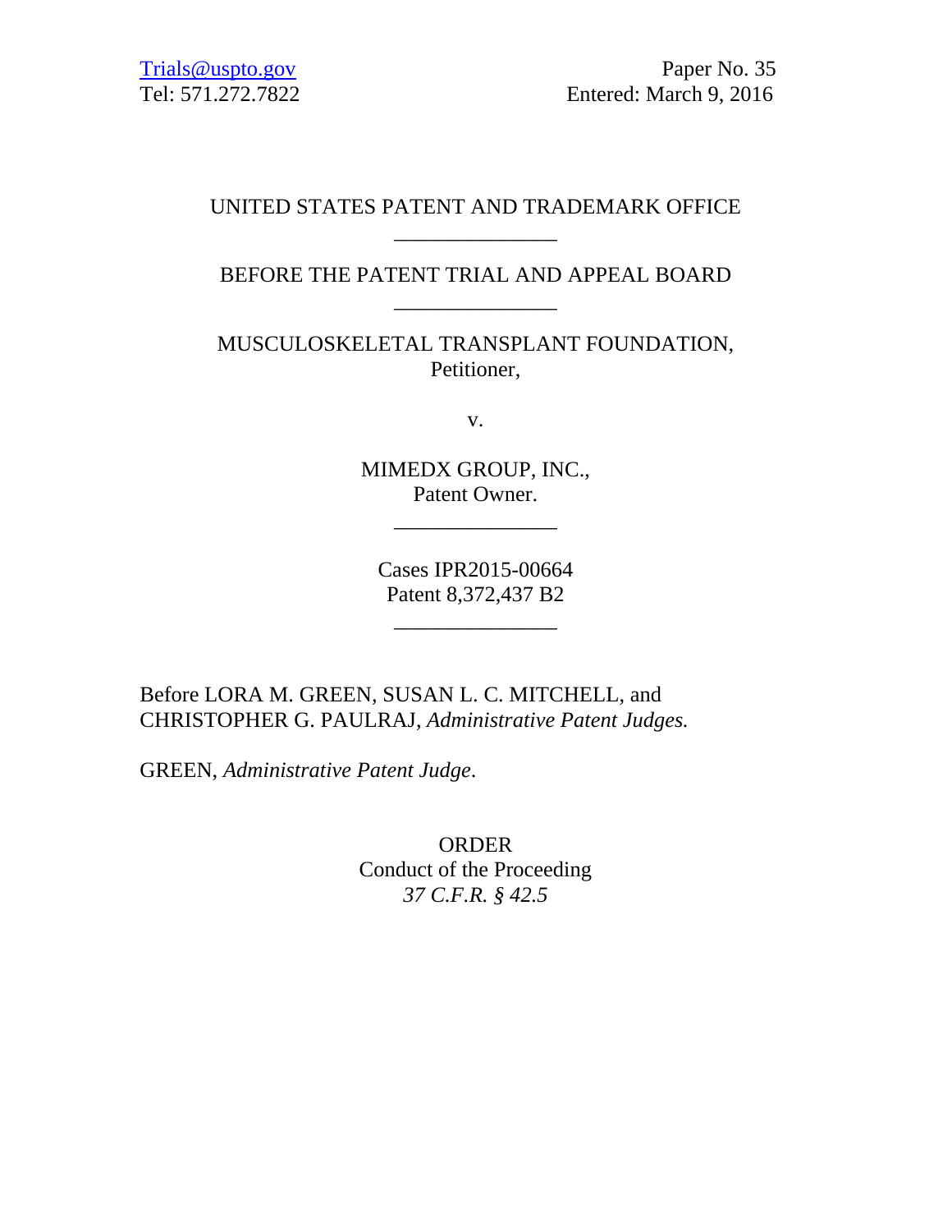Trials@uspto.gov
Tel: 571.272.7822

Paper No. 35
Entered: March 9, 2016

UNITED STATES PATENT AND TRADEMARK OFFICE

---

BEFORE THE PATENT TRIAL AND APPEAL BOARD

---

MUSCULOSKELETAL TRANSPLANT FOUNDATION,
Petitioner,

v.

MIMEDX GROUP, INC.,
Patent Owner.

---

Cases IPR2015-00664
Patent 8,372,437 B2

---

Before LORA M. GREEN, SUSAN L. C. MITCHELL, and CHRISTOPHER G. PAULRAJ, *Administrative Patent Judges.*

GREEN, *Administrative Patent Judge*.

ORDER
Conduct of the Proceeding
*37 C.F.R. § 42.5*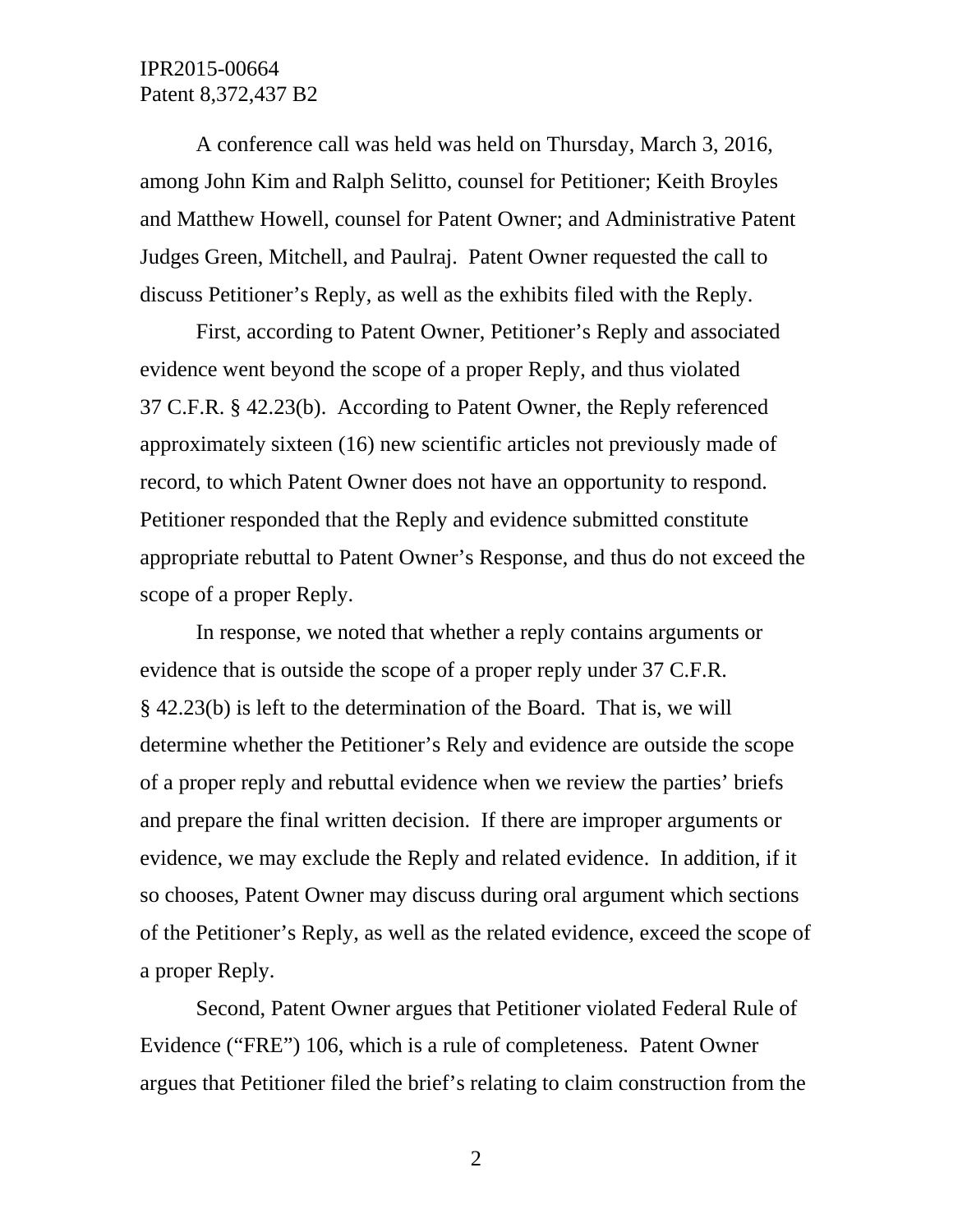A conference call was held was held on Thursday, March 3, 2016, among John Kim and Ralph Selitto, counsel for Petitioner; Keith Broyles and Matthew Howell, counsel for Patent Owner; and Administrative Patent Judges Green, Mitchell, and Paulraj. Patent Owner requested the call to discuss Petitioner's Reply, as well as the exhibits filed with the Reply.

First, according to Patent Owner, Petitioner's Reply and associated evidence went beyond the scope of a proper Reply, and thus violated 37 C.F.R. § 42.23(b). According to Patent Owner, the Reply referenced approximately sixteen (16) new scientific articles not previously made of record, to which Patent Owner does not have an opportunity to respond. Petitioner responded that the Reply and evidence submitted constitute appropriate rebuttal to Patent Owner's Response, and thus do not exceed the scope of a proper Reply.

In response, we noted that whether a reply contains arguments or evidence that is outside the scope of a proper reply under 37 C.F.R. § 42.23(b) is left to the determination of the Board. That is, we will determine whether the Petitioner's Rely and evidence are outside the scope of a proper reply and rebuttal evidence when we review the parties' briefs and prepare the final written decision. If there are improper arguments or evidence, we may exclude the Reply and related evidence. In addition, if it so chooses, Patent Owner may discuss during oral argument which sections of the Petitioner's Reply, as well as the related evidence, exceed the scope of a proper Reply.

Second, Patent Owner argues that Petitioner violated Federal Rule of Evidence ("FRE") 106, which is a rule of completeness. Patent Owner argues that Petitioner filed the brief's relating to claim construction from the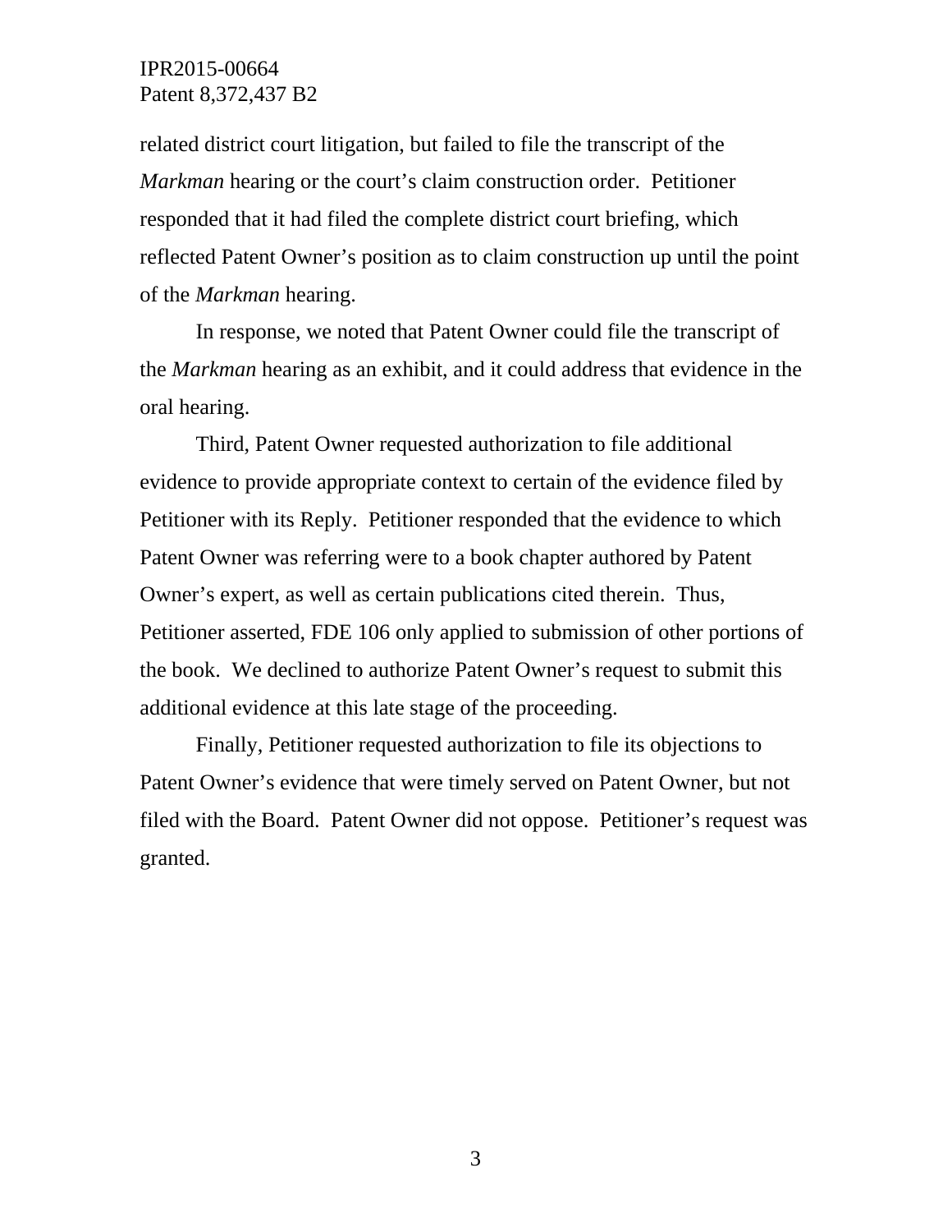related district court litigation, but failed to file the transcript of the *Markman* hearing or the court's claim construction order. Petitioner responded that it had filed the complete district court briefing, which reflected Patent Owner's position as to claim construction up until the point of the *Markman* hearing.

In response, we noted that Patent Owner could file the transcript of the *Markman* hearing as an exhibit, and it could address that evidence in the oral hearing.

Third, Patent Owner requested authorization to file additional evidence to provide appropriate context to certain of the evidence filed by Petitioner with its Reply. Petitioner responded that the evidence to which Patent Owner was referring were to a book chapter authored by Patent Owner's expert, as well as certain publications cited therein. Thus, Petitioner asserted, FDE 106 only applied to submission of other portions of the book. We declined to authorize Patent Owner's request to submit this additional evidence at this late stage of the proceeding.

Finally, Petitioner requested authorization to file its objections to Patent Owner's evidence that were timely served on Patent Owner, but not filed with the Board. Patent Owner did not oppose. Petitioner's request was granted.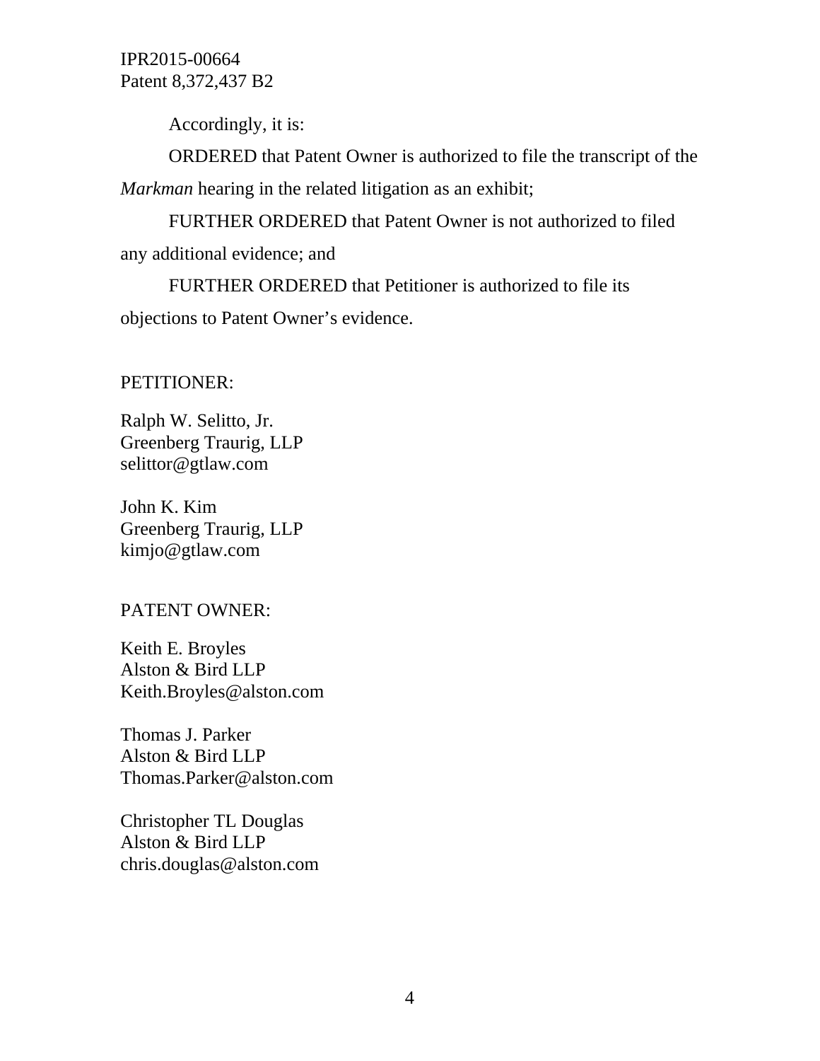Accordingly, it is:

ORDERED that Patent Owner is authorized to file the transcript of the *Markman* hearing in the related litigation as an exhibit;

FURTHER ORDERED that Patent Owner is not authorized to filed any additional evidence; and

FURTHER ORDERED that Petitioner is authorized to file its objections to Patent Owner's evidence.

PETITIONER:

Ralph W. Selitto, Jr.
Greenberg Traurig, LLP
selittor@gtlaw.com

John K. Kim
Greenberg Traurig, LLP
kimjo@gtlaw.com

PATENT OWNER:

Keith E. Broyles
Alston & Bird LLP
Keith.Broyles@alston.com

Thomas J. Parker
Alston & Bird LLP
Thomas.Parker@alston.com

Christopher TL Douglas
Alston & Bird LLP
chris.douglas@alston.com